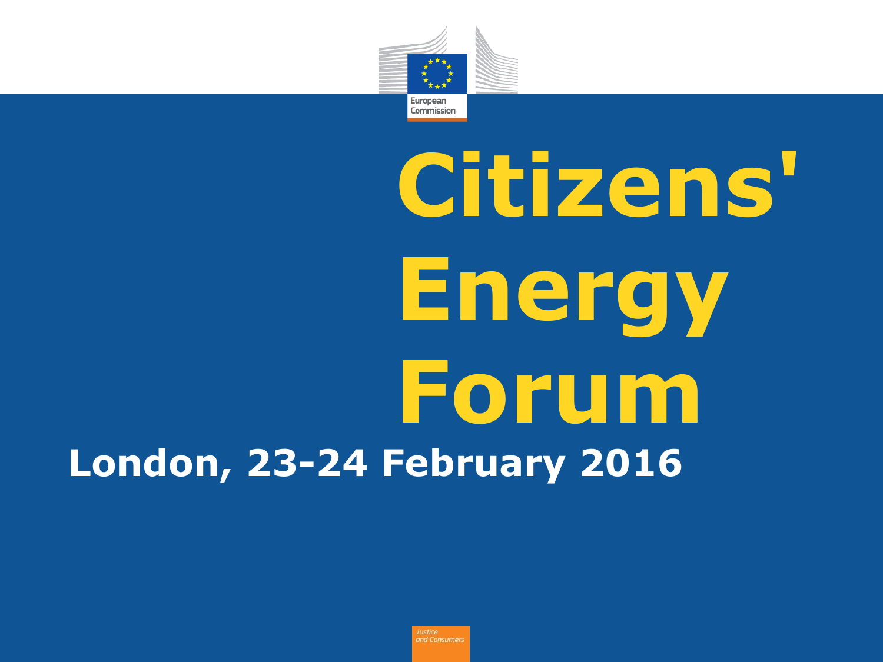European Commission

# Citizens' Energy Forum

**London, 23-24 February 2016**

Justice and Consumers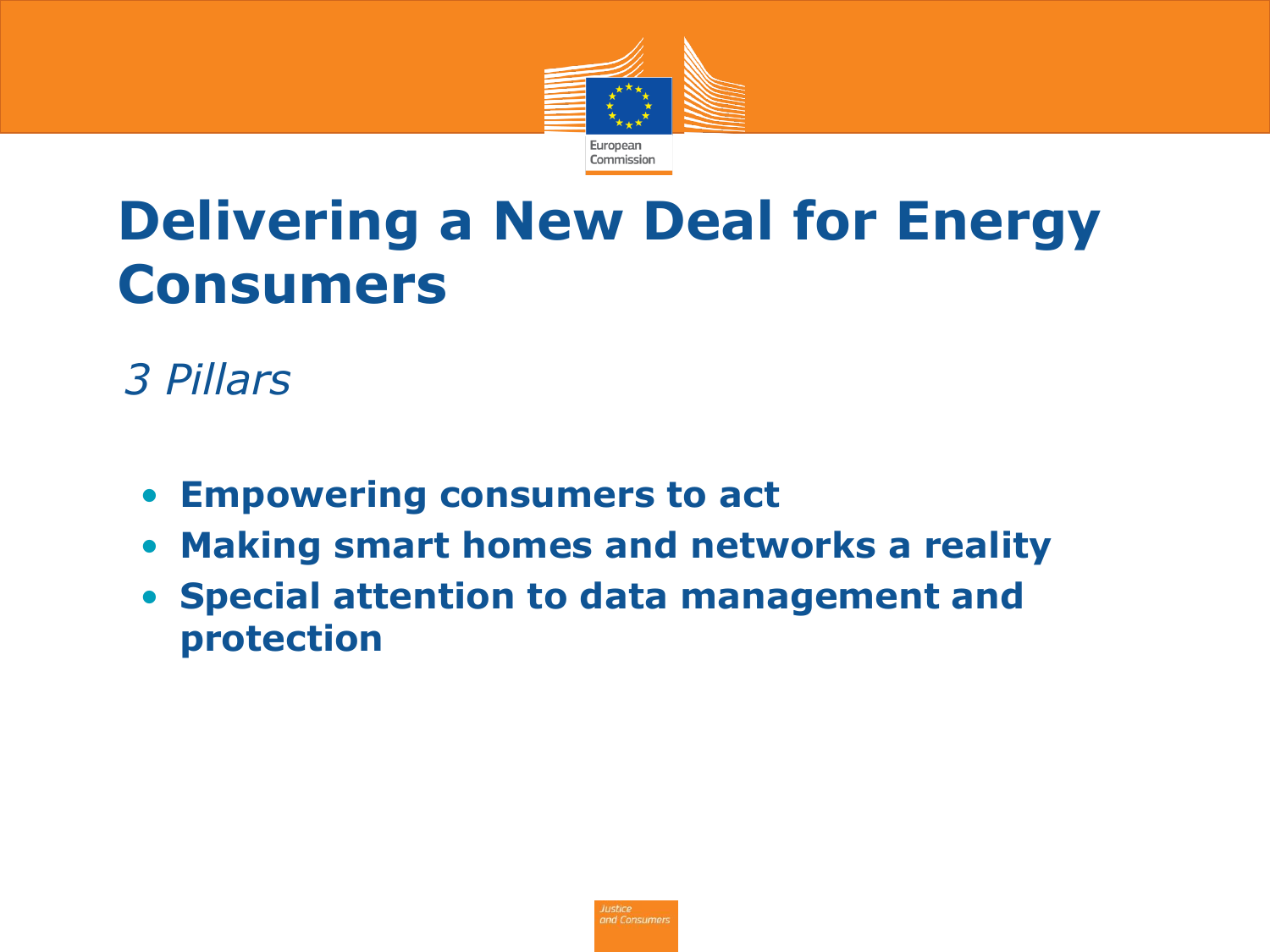# Delivering a New Deal for Energy Consumers

*3 Pillars*

- **Empowering consumers to act**
- **Making smart homes and networks a reality**
- **Special attention to data management and protection**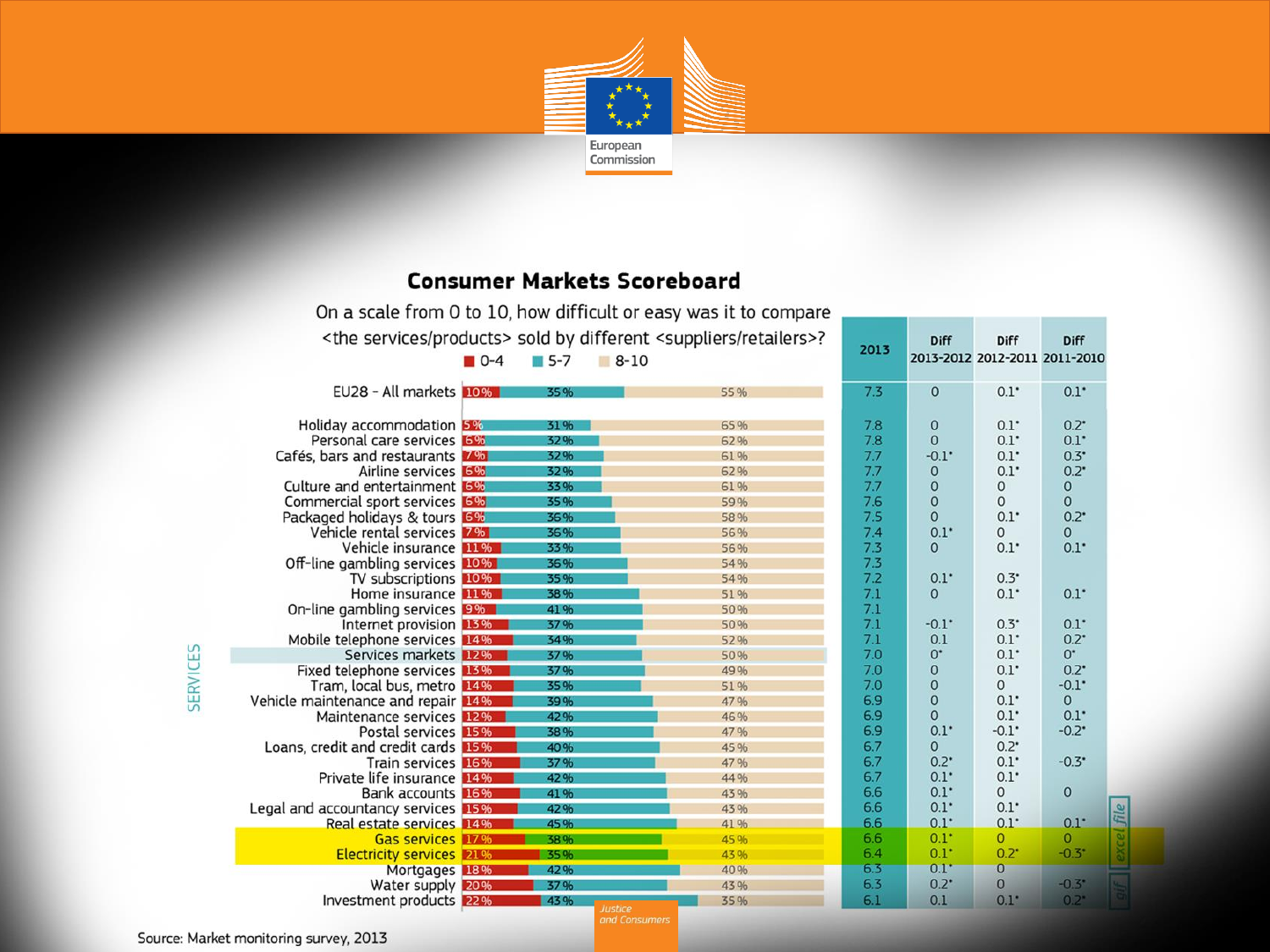# Consumer Markets Scoreboard

On a scale from 0 to 10, how difficult or easy was it to compare <the services/products> sold by different <suppliers/retailers>?

■ 0-4 ■ 5-7 ■ 8-10

| | 0-4 | 5-7 | 8-10 | 2013 | Diff 2013-2012 | Diff 2012-2011 | Diff 2011-2010 |
|---|---|---|---|---|---|---|---|
| EU28 - All markets | 10% | 35% | 55% | 7.3 | 0 | 0.1* | 0.1* |
| Holiday accommodation | 5% | 31% | 65% | 7.8 | 0 | 0.1* | 0.2* |
| Personal care services | 6% | 32% | 62% | 7.8 | 0 | 0.1* | 0.1* |
| Cafés, bars and restaurants | 7% | 32% | 61% | 7.7 | -0.1* | 0.1* | 0.3* |
| Airline services | 6% | 32% | 62% | 7.7 | 0 | 0.1* | 0.2* |
| Culture and entertainment | 6% | 33% | 61% | 7.7 | 0 | 0 | 0 |
| Commercial sport services | 6% | 35% | 59% | 7.6 | 0 | 0 | 0 |
| Packaged holidays & tours | 6% | 36% | 58% | 7.5 | 0 | 0.1* | 0.2* |
| Vehicle rental services | 7% | 36% | 56% | 7.4 | 0.1* | 0 | 0 |
| Vehicle insurance | 11% | 33% | 56% | 7.3 | 0 | 0.1* | 0.1* |
| Off-line gambling services | 10% | 36% | 54% | 7.3 | | | |
| TV subscriptions | 10% | 35% | 54% | 7.2 | 0.1* | 0.3* | |
| Home insurance | 11% | 38% | 51% | 7.1 | 0 | 0.1* | 0.1* |
| On-line gambling services | 9% | 41% | 50% | 7.1 | | | |
| Internet provision | 13% | 37% | 50% | 7.1 | -0.1* | 0.3* | 0.1* |
| Mobile telephone services | 14% | 34% | 52% | 7.1 | 0.1 | 0.1* | 0.2* |
| Services markets | 12% | 37% | 50% | 7.0 | 0* | 0.1* | 0* |
| Fixed telephone services | 13% | 37% | 49% | 7.0 | 0 | 0.1* | 0.2* |
| Tram, local bus, metro | 14% | 35% | 51% | 7.0 | 0 | 0 | -0.1* |
| Vehicle maintenance and repair | 14% | 39% | 47% | 6.9 | 0 | 0.1* | 0 |
| Maintenance services | 12% | 42% | 46% | 6.9 | 0 | 0.1* | 0.1* |
| Postal services | 15% | 38% | 47% | 6.9 | 0.1* | -0.1* | -0.2* |
| Loans, credit and credit cards | 15% | 40% | 45% | 6.7 | 0 | 0.2* | |
| Train services | 16% | 37% | 47% | 6.7 | 0.2* | 0.1* | -0.3* |
| Private life insurance | 14% | 42% | 44% | 6.7 | 0.1* | 0.1* | |
| Bank accounts | 16% | 41% | 43% | 6.6 | 0.1* | 0 | 0 |
| Legal and accountancy services | 15% | 42% | 43% | 6.6 | 0.1* | 0.1* | |
| Real estate services | 14% | 45% | 41% | 6.6 | 0.1* | 0.1* | 0.1* |
| Gas services | 17% | 38% | 45% | 6.6 | 0.1* | 0 | 0 |
| Electricity services | 21% | 35% | 43% | 6.4 | 0.1* | 0.2* | -0.3* |
| Mortgages | 18% | 42% | 40% | 6.3 | 0.1* | 0 | |
| Water supply | 20% | 37% | 43% | 6.3 | 0.2* | 0 | -0.3* |
| Investment products | 22% | 43% | 35% | 6.1 | 0.1 | 0.1* | 0.2* |

SERVICES

Source: Market monitoring survey, 2013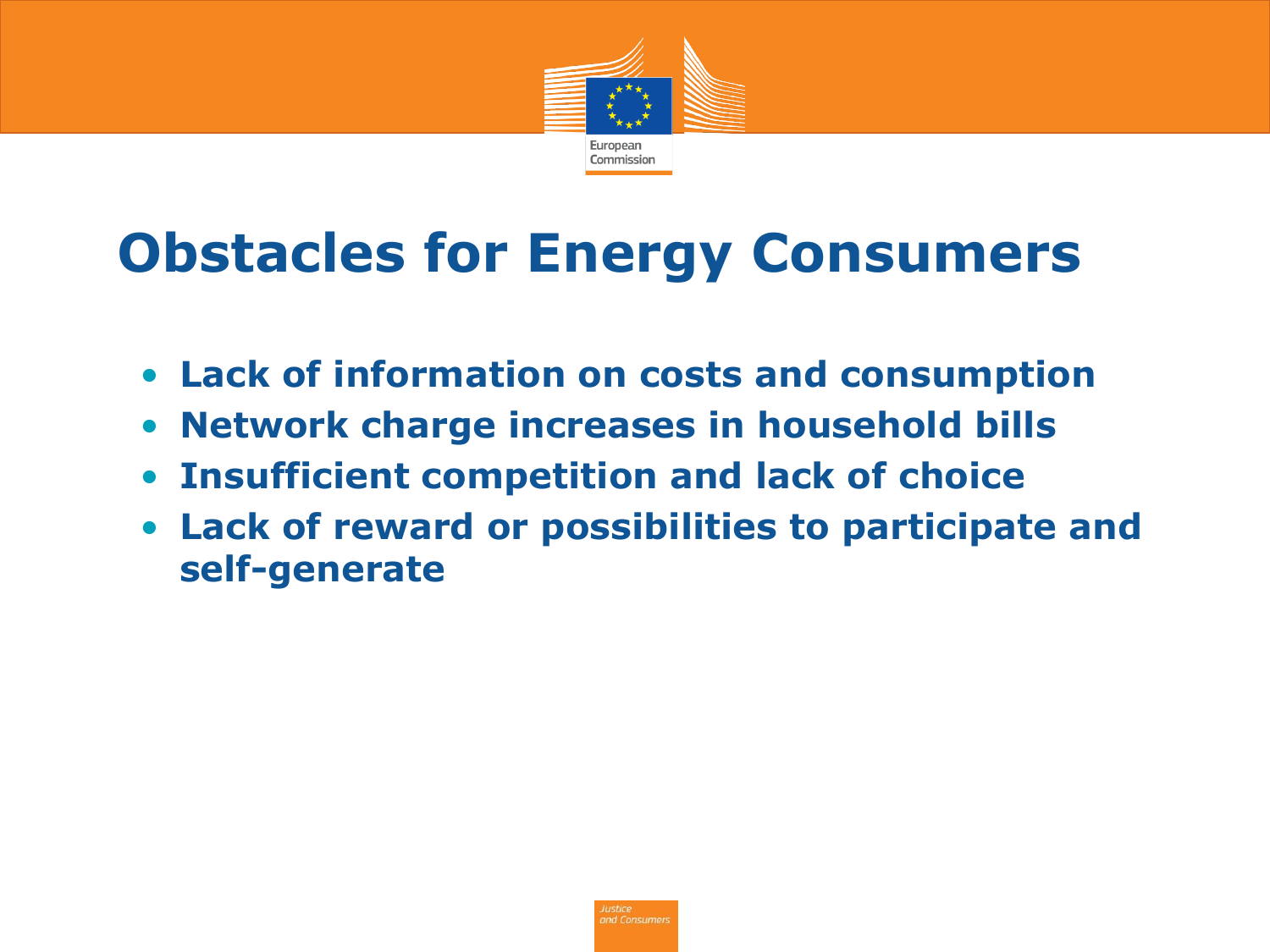# Obstacles for Energy Consumers

- **Lack of information on costs and consumption**
- **Network charge increases in household bills**
- **Insufficient competition and lack of choice**
- **Lack of reward or possibilities to participate and self-generate**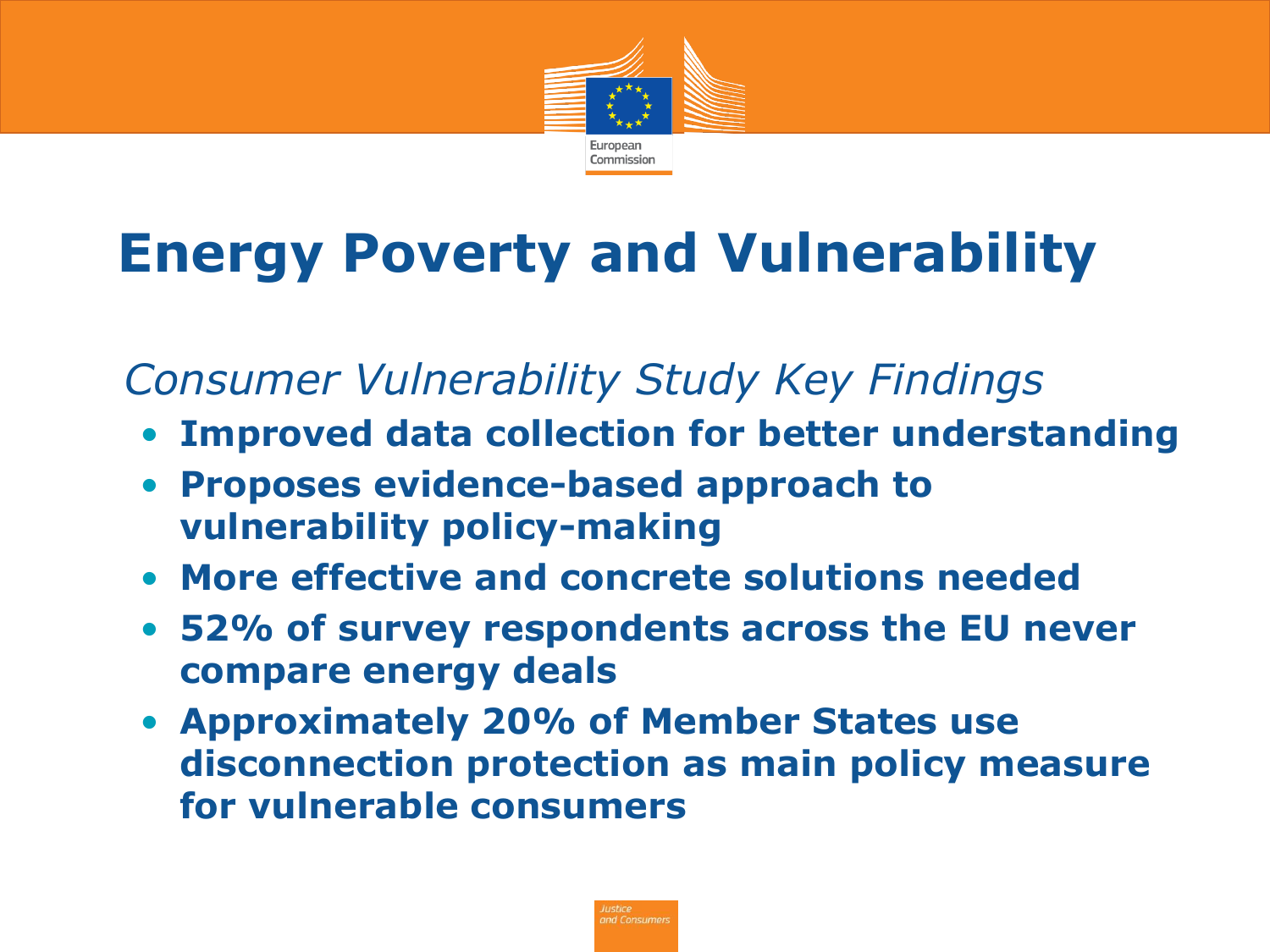# Energy Poverty and Vulnerability

*Consumer Vulnerability Study Key Findings*

- **Improved data collection for better understanding**
- **Proposes evidence-based approach to vulnerability policy-making**
- **More effective and concrete solutions needed**
- **52% of survey respondents across the EU never compare energy deals**
- **Approximately 20% of Member States use disconnection protection as main policy measure for vulnerable consumers**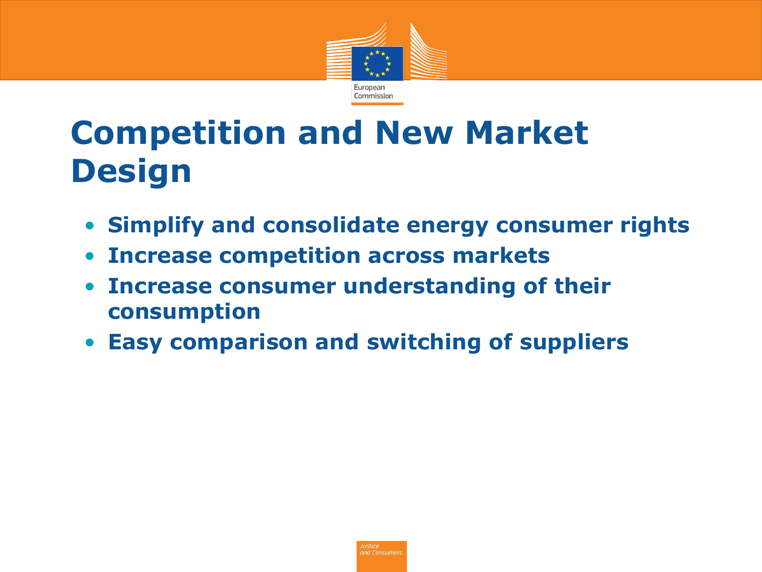# Competition and New Market Design

- **Simplify and consolidate energy consumer rights**
- **Increase competition across markets**
- **Increase consumer understanding of their consumption**
- **Easy comparison and switching of suppliers**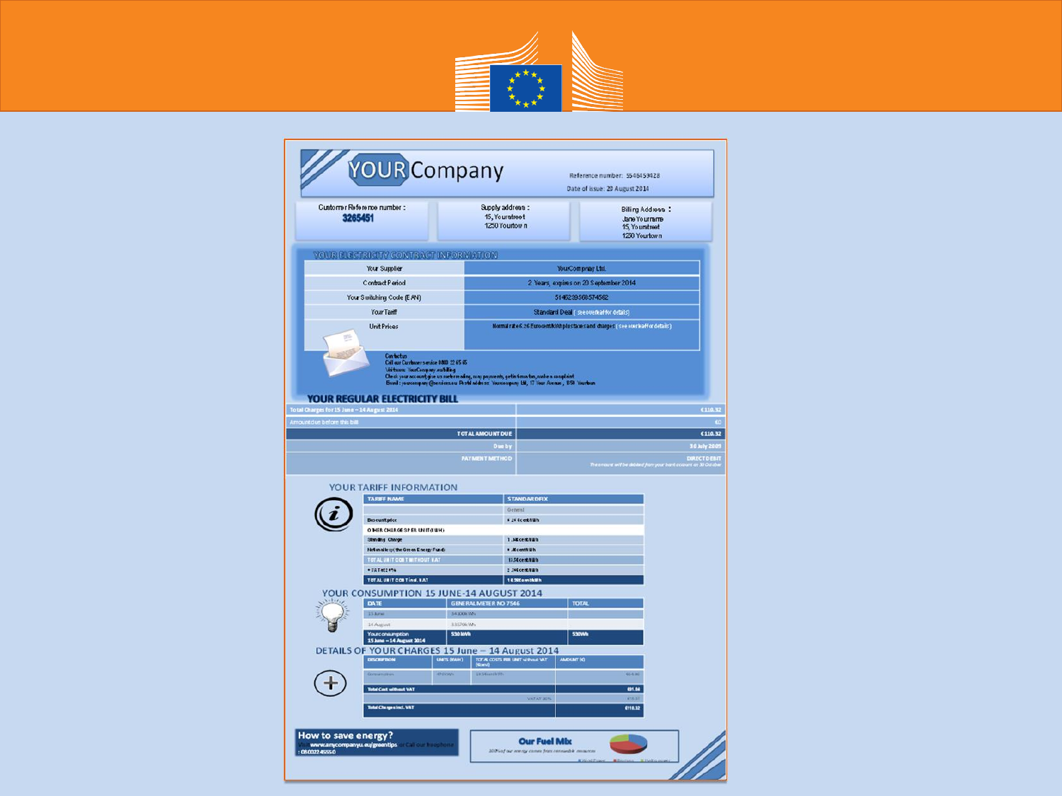# YOURCompany

Reference number: 5546459428

Date of issue: 20 August 2014

Customer Reference number: **3265451**

Supply address: 15, Yourstreet 1250 Yourtown

Billing Address: Jane Yourname 15, Yourstreet 1250 Yourtown

## YOUR ELECTRICITY CONTRACT INFORMATION

| | |
|---|---|
| Your Supplier | YourCompany Ltd. |
| Contract Period | 2 Years, expires on 20 September 2014 |
| Your Switching Code (EAN) | 5146239568574582 |
| Your Tariff | Standard Deal (see overleaf for details) |
| Unit Prices | Normal rate 6.26 Eurocent/kWh plus taxes and charges (see overleaf for details) |

Contact us
Call our Customer service 0800 22 65 65
Visit www.YourCompany.eu/billing
Check your account, give us meter reading, pay payments, get information, make a complaint
Email: yourcompany@services.eu Postal address: Yourcompany Ltd, 17 Your Avenue, 850 Yourtown

## YOUR REGULAR ELECTRICITY BILL

| | |
|---|---|
| Total Charges for 15 June – 14 August 2014 | €110.32 |
| Amount due before this bill | €0 |
| TOTAL AMOUNT DUE | €110.32 |
| Due by | 30 July 2009 |
| PAYMENT METHOD | DIRECT DEBIT The amount will be debited from your bank account on 30 October |

## YOUR TARIFF INFORMATION

| TARIFF NAME | STANDARDFIX |
|---|---|
| | General |
| Base unit price | 6.26 Eurocent/kWh |
| OTHER CHARGES PER UNIT (kWh) | |
| Standing Charge | 1.34 Eurocent/kWh |
| Network levy the Green Energy Fund | 4.8 Eurocent/kWh |
| TOTAL UNIT COST WITHOUT VAT | 11.56 Eurocent/kWh |
| + VAT at 20% | 2.34 Eurocent/kWh |
| TOTAL UNIT COST incl. VAT | 14.58 Eurocent/kWh |

## YOUR CONSUMPTION 15 JUNE-14 AUGUST 2014

| DATE | GENERAL METER NO 7546 | TOTAL |
|---|---|---|
| 15 June | 34,000 kWh | |
| 14 August | 3,570 kWh | |
| Your consumption 15 June – 14 August 2014 | 530 kWh | 530Wh |

## DETAILS OF YOUR CHARGES 15 June – 14 August 2014

| DESCRIPTION | UNITS (kWh) | TOTAL COSTS PER UNIT without VAT (Euro) | AMOUNT (€) |
|---|---|---|---|
| Consumption | 450 kWh | 14.58 cent/kWh | 60.46 |
| Total Cost without VAT | | | €91.94 |
| | | VAT AT 20% | €18.37 |
| Total Charges incl. VAT | | | €110.32 |

**How to save energy?**
Visit www.anycompanyu.eu/greentips or Call our freephone: 0800224555 0

**Our Fuel Mix**
30% of our energy comes from renewable resources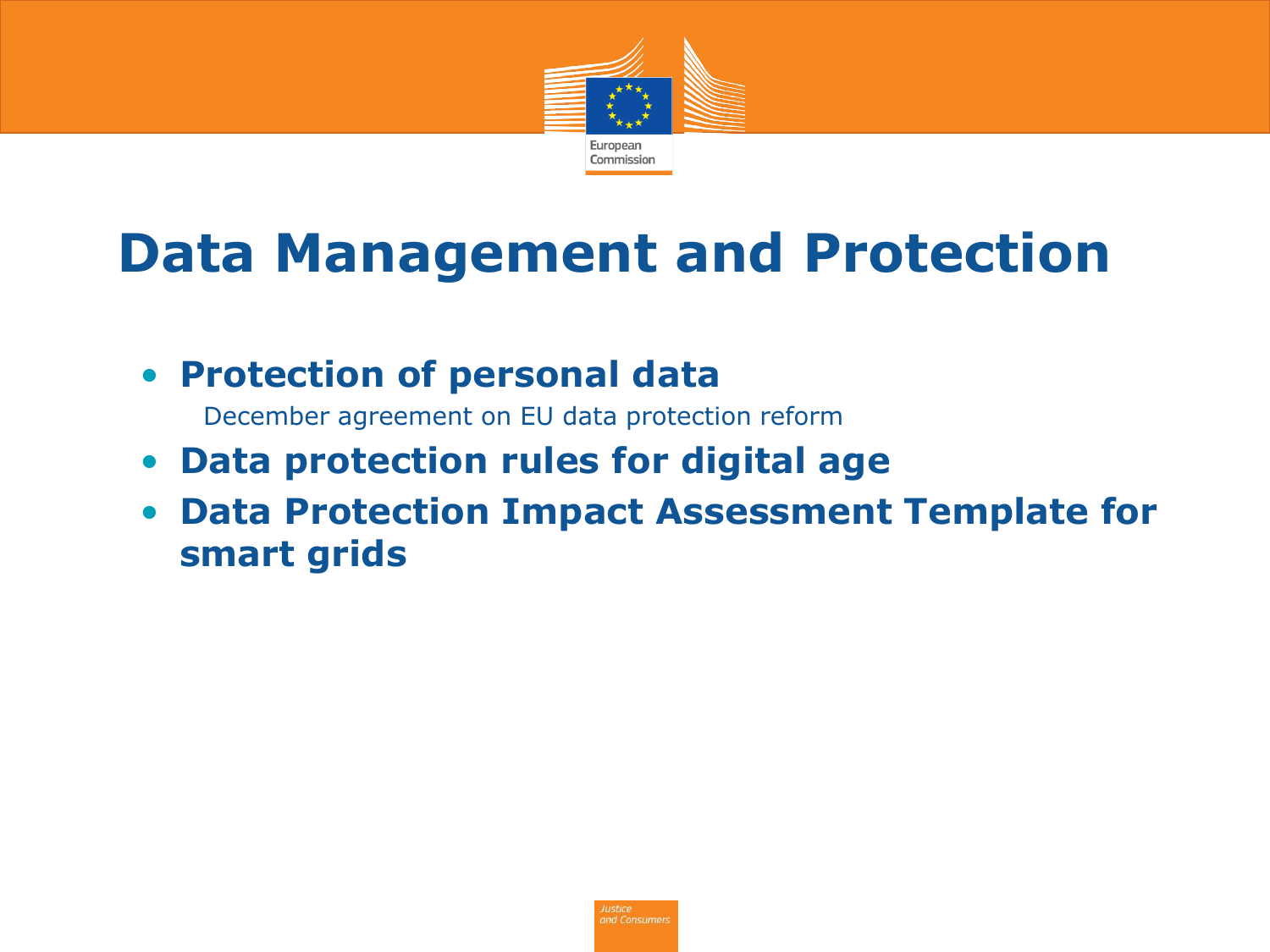# Data Management and Protection

- **Protection of personal data**

  December agreement on EU data protection reform

- **Data protection rules for digital age**
- **Data Protection Impact Assessment Template for smart grids**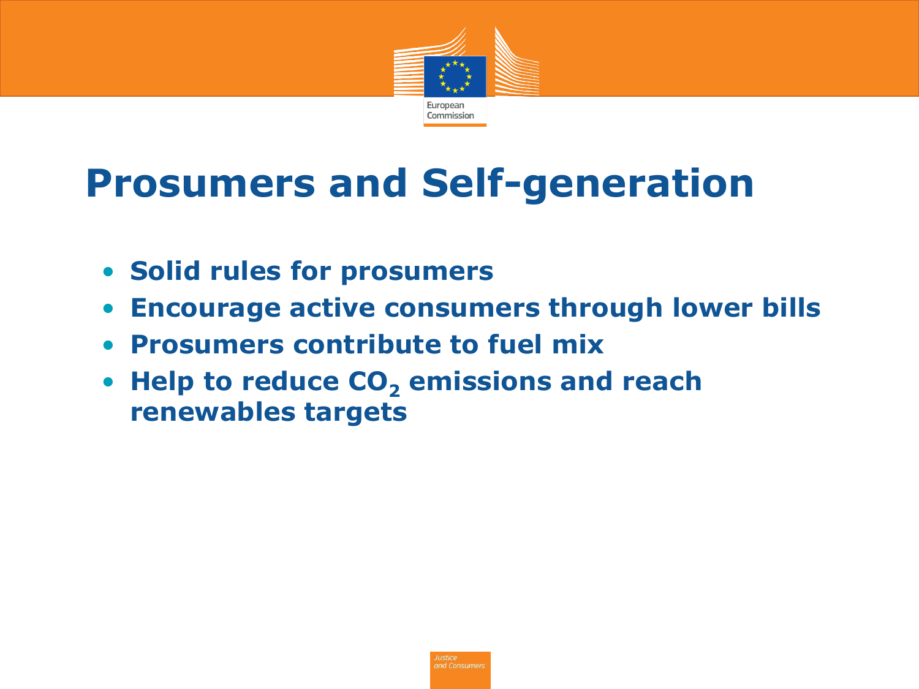# Prosumers and Self-generation

- **Solid rules for prosumers**
- **Encourage active consumers through lower bills**
- **Prosumers contribute to fuel mix**
- **Help to reduce $CO_2$ emissions and reach renewables targets**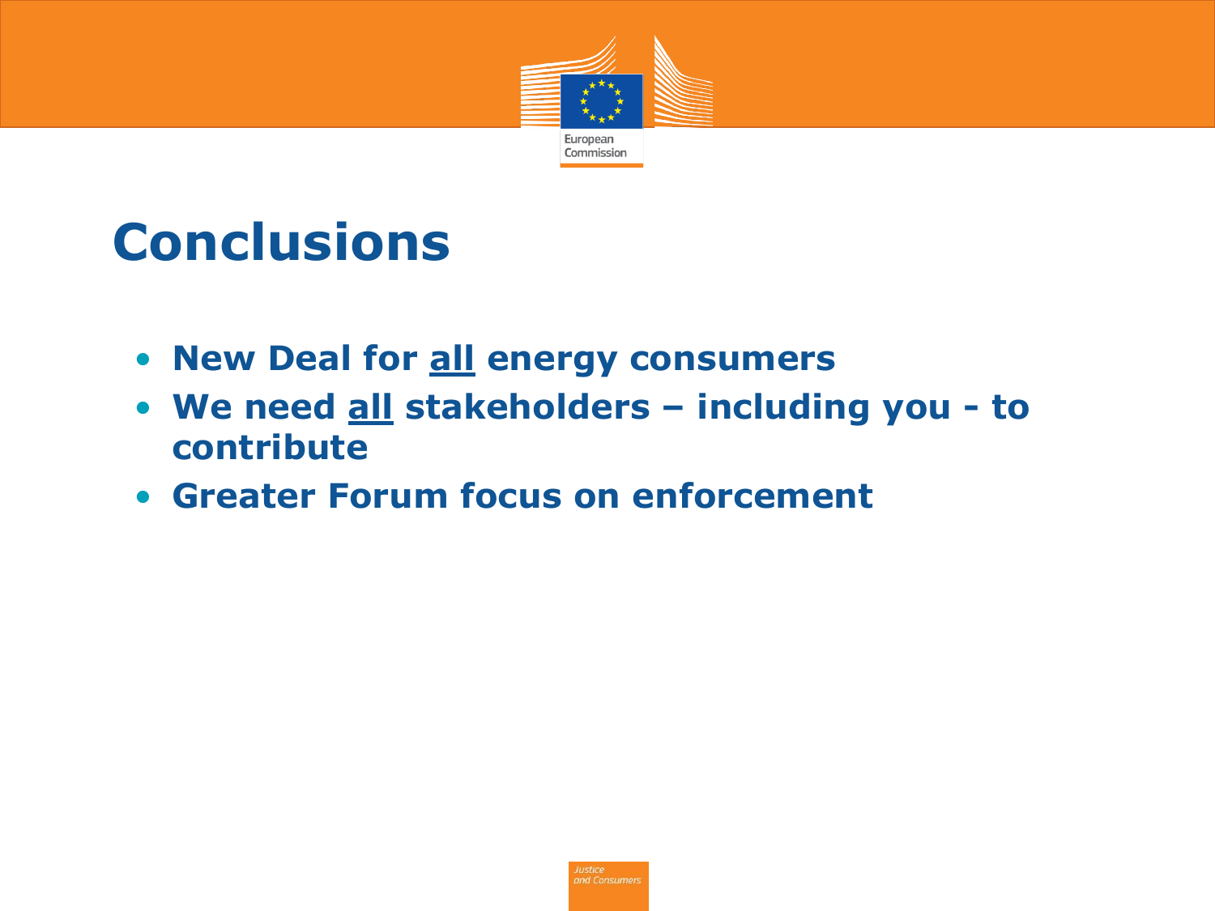# Conclusions

- **New Deal for <u>all</u> energy consumers**
- **We need <u>all</u> stakeholders – including you - to contribute**
- **Greater Forum focus on enforcement**